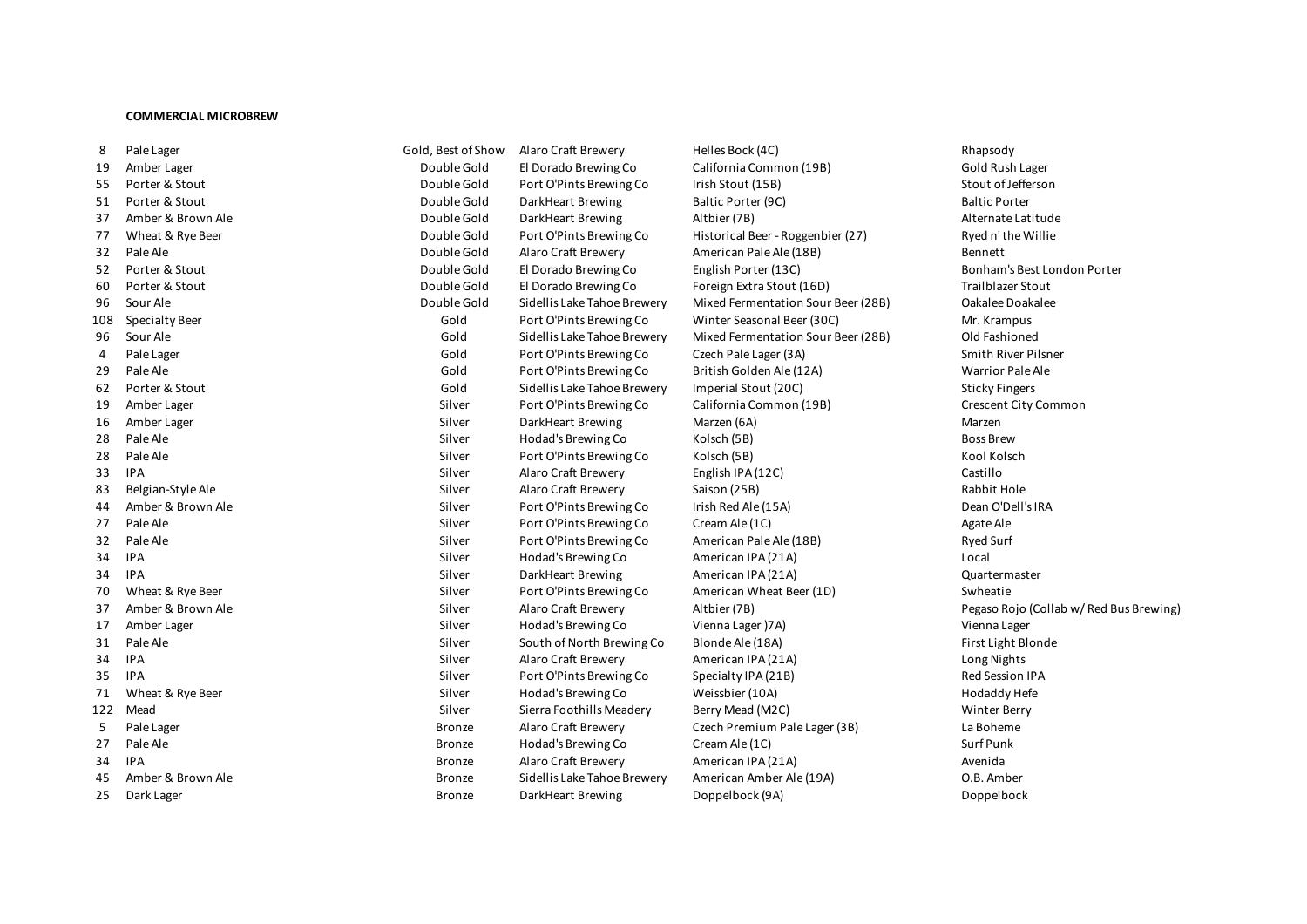**COMMERCIAL MICROBREW**

| | | | | | |
|---|---|---|---|---|---|
| 8 | Pale Lager | Gold, Best of Show | Alaro Craft Brewery | Helles Bock (4C) | Rhapsody |
| 19 | Amber Lager | Double Gold | El Dorado Brewing Co | California Common (19B) | Gold Rush Lager |
| 55 | Porter & Stout | Double Gold | Port O'Pints Brewing Co | Irish Stout (15B) | Stout of Jefferson |
| 51 | Porter & Stout | Double Gold | DarkHeart Brewing | Baltic Porter (9C) | Baltic Porter |
| 37 | Amber & Brown Ale | Double Gold | DarkHeart Brewing | Altbier (7B) | Alternate Latitude |
| 77 | Wheat & Rye Beer | Double Gold | Port O'Pints Brewing Co | Historical Beer - Roggenbier (27) | Ryed n' the Willie |
| 32 | Pale Ale | Double Gold | Alaro Craft Brewery | American Pale Ale (18B) | Bennett |
| 52 | Porter & Stout | Double Gold | El Dorado Brewing Co | English Porter (13C) | Bonham's Best London Porter |
| 60 | Porter & Stout | Double Gold | El Dorado Brewing Co | Foreign Extra Stout (16D) | Trailblazer Stout |
| 96 | Sour Ale | Double Gold | Sidellis Lake Tahoe Brewery | Mixed Fermentation Sour Beer (28B) | Oakalee Doakalee |
| 108 | Specialty Beer | Gold | Port O'Pints Brewing Co | Winter Seasonal Beer (30C) | Mr. Krampus |
| 96 | Sour Ale | Gold | Sidellis Lake Tahoe Brewery | Mixed Fermentation Sour Beer (28B) | Old Fashioned |
| 4 | Pale Lager | Gold | Port O'Pints Brewing Co | Czech Pale Lager (3A) | Smith River Pilsner |
| 29 | Pale Ale | Gold | Port O'Pints Brewing Co | British Golden Ale (12A) | Warrior Pale Ale |
| 62 | Porter & Stout | Gold | Sidellis Lake Tahoe Brewery | Imperial Stout (20C) | Sticky Fingers |
| 19 | Amber Lager | Silver | Port O'Pints Brewing Co | California Common (19B) | Crescent City Common |
| 16 | Amber Lager | Silver | DarkHeart Brewing | Marzen (6A) | Marzen |
| 28 | Pale Ale | Silver | Hodad's Brewing Co | Kolsch (5B) | Boss Brew |
| 28 | Pale Ale | Silver | Port O'Pints Brewing Co | Kolsch (5B) | Kool Kolsch |
| 33 | IPA | Silver | Alaro Craft Brewery | English IPA (12C) | Castillo |
| 83 | Belgian-Style Ale | Silver | Alaro Craft Brewery | Saison (25B) | Rabbit Hole |
| 44 | Amber & Brown Ale | Silver | Port O'Pints Brewing Co | Irish Red Ale (15A) | Dean O'Dell's IRA |
| 27 | Pale Ale | Silver | Port O'Pints Brewing Co | Cream Ale (1C) | Agate Ale |
| 32 | Pale Ale | Silver | Port O'Pints Brewing Co | American Pale Ale (18B) | Ryed Surf |
| 34 | IPA | Silver | Hodad's Brewing Co | American IPA (21A) | Local |
| 34 | IPA | Silver | DarkHeart Brewing | American IPA (21A) | Quartermaster |
| 70 | Wheat & Rye Beer | Silver | Port O'Pints Brewing Co | American Wheat Beer (1D) | Swheatie |
| 37 | Amber & Brown Ale | Silver | Alaro Craft Brewery | Altbier (7B) | Pegaso Rojo (Collab w/ Red Bus Brewing) |
| 17 | Amber Lager | Silver | Hodad's Brewing Co | Vienna Lager )7A) | Vienna Lager |
| 31 | Pale Ale | Silver | South of North Brewing Co | Blonde Ale (18A) | First Light Blonde |
| 34 | IPA | Silver | Alaro Craft Brewery | American IPA (21A) | Long Nights |
| 35 | IPA | Silver | Port O'Pints Brewing Co | Specialty IPA (21B) | Red Session IPA |
| 71 | Wheat & Rye Beer | Silver | Hodad's Brewing Co | Weissbier (10A) | Hodaddy Hefe |
| 122 | Mead | Silver | Sierra Foothills Meadery | Berry Mead (M2C) | Winter Berry |
| 5 | Pale Lager | Bronze | Alaro Craft Brewery | Czech Premium Pale Lager (3B) | La Boheme |
| 27 | Pale Ale | Bronze | Hodad's Brewing Co | Cream Ale (1C) | Surf Punk |
| 34 | IPA | Bronze | Alaro Craft Brewery | American IPA (21A) | Avenida |
| 45 | Amber & Brown Ale | Bronze | Sidellis Lake Tahoe Brewery | American Amber Ale (19A) | O.B. Amber |
| 25 | Dark Lager | Bronze | DarkHeart Brewing | Doppelbock (9A) | Doppelbock |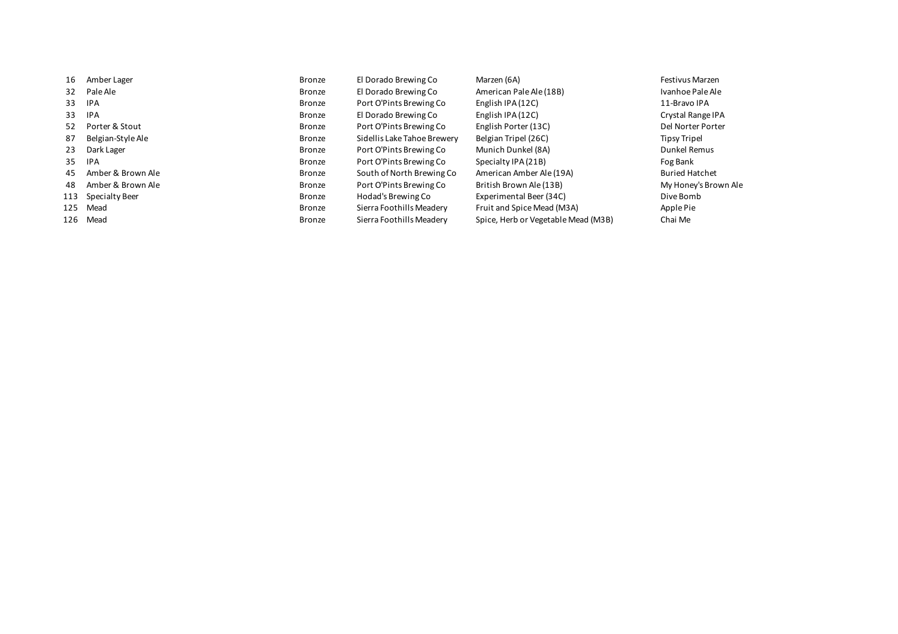| | | | | | |
|---|---|---|---|---|---|
| 16 | Amber Lager | Bronze | El Dorado Brewing Co | Marzen (6A) | Festivus Marzen |
| 32 | Pale Ale | Bronze | El Dorado Brewing Co | American Pale Ale (18B) | Ivanhoe Pale Ale |
| 33 | IPA | Bronze | Port O'Pints Brewing Co | English IPA (12C) | 11-Bravo IPA |
| 33 | IPA | Bronze | El Dorado Brewing Co | English IPA (12C) | Crystal Range IPA |
| 52 | Porter & Stout | Bronze | Port O'Pints Brewing Co | English Porter (13C) | Del Norter Porter |
| 87 | Belgian-Style Ale | Bronze | Sidellis Lake Tahoe Brewery | Belgian Tripel (26C) | Tipsy Tripel |
| 23 | Dark Lager | Bronze | Port O'Pints Brewing Co | Munich Dunkel (8A) | Dunkel Remus |
| 35 | IPA | Bronze | Port O'Pints Brewing Co | Specialty IPA (21B) | Fog Bank |
| 45 | Amber & Brown Ale | Bronze | South of North Brewing Co | American Amber Ale (19A) | Buried Hatchet |
| 48 | Amber & Brown Ale | Bronze | Port O'Pints Brewing Co | British Brown Ale (13B) | My Honey's Brown Ale |
| 113 | Specialty Beer | Bronze | Hodad's Brewing Co | Experimental Beer (34C) | Dive Bomb |
| 125 | Mead | Bronze | Sierra Foothills Meadery | Fruit and Spice Mead (M3A) | Apple Pie |
| 126 | Mead | Bronze | Sierra Foothills Meadery | Spice, Herb or Vegetable Mead (M3B) | Chai Me |